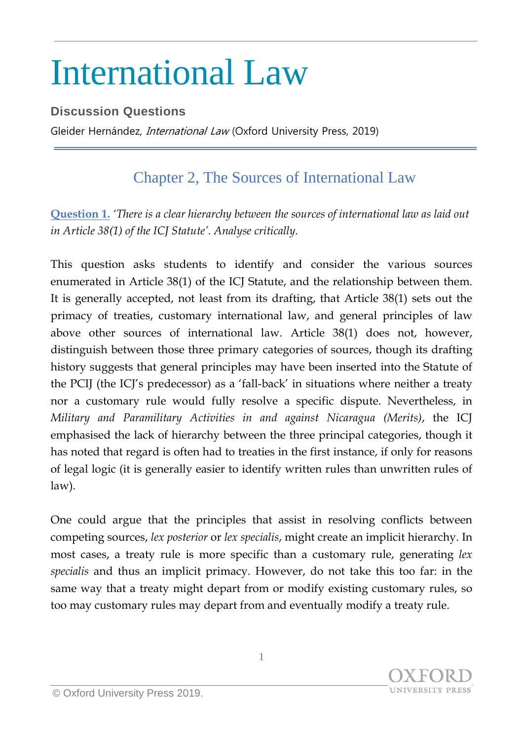# International Law

**Discussion Questions**

Gleider Hernández, *International Law* (Oxford University Press, 2019)

## Chapter 2, The Sources of International Law

**Question 1.** *'There is a clear hierarchy between the sources of international law as laid out in Article 38(1) of the ICJ Statute'. Analyse critically.*

This question asks students to identify and consider the various sources enumerated in Article 38(1) of the ICJ Statute, and the relationship between them. It is generally accepted, not least from its drafting, that Article 38(1) sets out the primacy of treaties, customary international law, and general principles of law above other sources of international law. Article 38(1) does not, however, distinguish between those three primary categories of sources, though its drafting history suggests that general principles may have been inserted into the Statute of the PCIJ (the ICJ's predecessor) as a 'fall-back' in situations where neither a treaty nor a customary rule would fully resolve a specific dispute. Nevertheless, in *Military and Paramilitary Activities in and against Nicaragua (Merits)*, the ICJ emphasised the lack of hierarchy between the three principal categories, though it has noted that regard is often had to treaties in the first instance, if only for reasons of legal logic (it is generally easier to identify written rules than unwritten rules of law).

One could argue that the principles that assist in resolving conflicts between competing sources, *lex posterior* or *lex specialis*, might create an implicit hierarchy. In most cases, a treaty rule is more specific than a customary rule, generating *lex specialis* and thus an implicit primacy. However, do not take this too far: in the same way that a treaty might depart from or modify existing customary rules, so too may customary rules may depart from and eventually modify a treaty rule.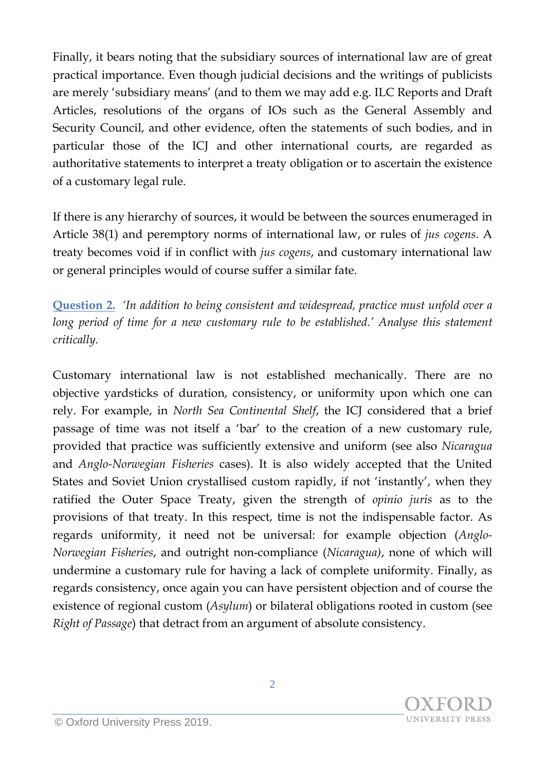Finally, it bears noting that the subsidiary sources of international law are of great practical importance. Even though judicial decisions and the writings of publicists are merely 'subsidiary means' (and to them we may add e.g. ILC Reports and Draft Articles, resolutions of the organs of IOs such as the General Assembly and Security Council, and other evidence, often the statements of such bodies, and in particular those of the ICJ and other international courts, are regarded as authoritative statements to interpret a treaty obligation or to ascertain the existence of a customary legal rule.

If there is any hierarchy of sources, it would be between the sources enumerated in Article 38(1) and peremptory norms of international law, or rules of *jus cogens*. A treaty becomes void if in conflict with *jus cogens*, and customary international law or general principles would of course suffer a similar fate.

**Question 2.** *'In addition to being consistent and widespread, practice must unfold over a long period of time for a new customary rule to be established.' Analyse this statement critically.*

Customary international law is not established mechanically. There are no objective yardsticks of duration, consistency, or uniformity upon which one can rely. For example, in *North Sea Continental Shelf*, the ICJ considered that a brief passage of time was not itself a 'bar' to the creation of a new customary rule, provided that practice was sufficiently extensive and uniform (see also *Nicaragua* and *Anglo-Norwegian Fisheries* cases). It is also widely accepted that the United States and Soviet Union crystallised custom rapidly, if not 'instantly', when they ratified the Outer Space Treaty, given the strength of *opinio juris* as to the provisions of that treaty. In this respect, time is not the indispensable factor. As regards uniformity, it need not be universal: for example objection (*Anglo-Norwegian Fisheries*), and outright non-compliance (*Nicaragua)*, none of which will undermine a customary rule for having a lack of complete uniformity. Finally, as regards consistency, once again you can have persistent objection and of course the existence of regional custom (*Asylum*) or bilateral obligations rooted in custom (see *Right of Passage*) that detract from an argument of absolute consistency.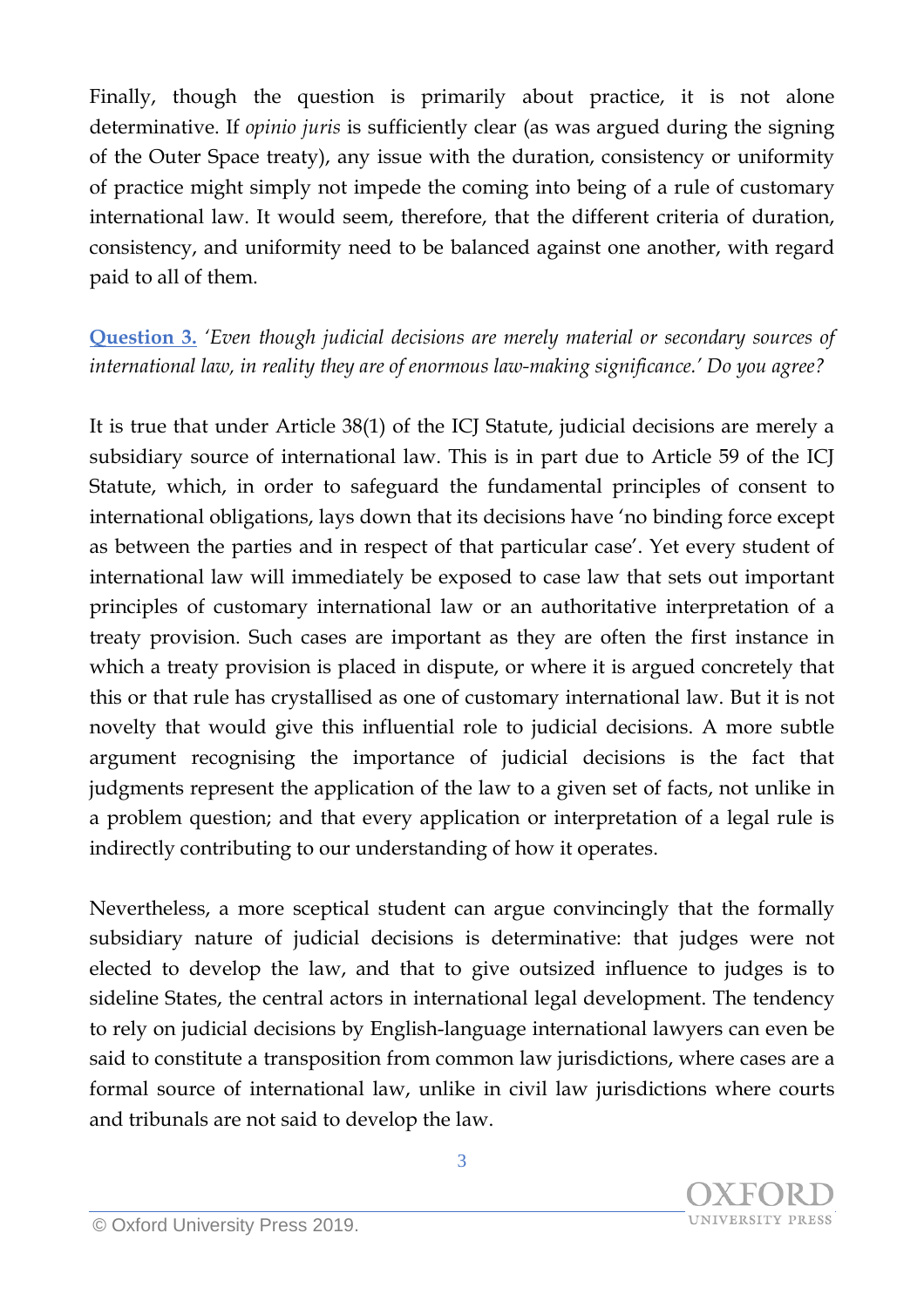Finally, though the question is primarily about practice, it is not alone determinative. If *opinio juris* is sufficiently clear (as was argued during the signing of the Outer Space treaty), any issue with the duration, consistency or uniformity of practice might simply not impede the coming into being of a rule of customary international law. It would seem, therefore, that the different criteria of duration, consistency, and uniformity need to be balanced against one another, with regard paid to all of them.

**Question 3.** *'Even though judicial decisions are merely material or secondary sources of international law, in reality they are of enormous law-making significance.' Do you agree?*

It is true that under Article 38(1) of the ICJ Statute, judicial decisions are merely a subsidiary source of international law. This is in part due to Article 59 of the ICJ Statute, which, in order to safeguard the fundamental principles of consent to international obligations, lays down that its decisions have 'no binding force except as between the parties and in respect of that particular case'. Yet every student of international law will immediately be exposed to case law that sets out important principles of customary international law or an authoritative interpretation of a treaty provision. Such cases are important as they are often the first instance in which a treaty provision is placed in dispute, or where it is argued concretely that this or that rule has crystallised as one of customary international law. But it is not novelty that would give this influential role to judicial decisions. A more subtle argument recognising the importance of judicial decisions is the fact that judgments represent the application of the law to a given set of facts, not unlike in a problem question; and that every application or interpretation of a legal rule is indirectly contributing to our understanding of how it operates.

Nevertheless, a more sceptical student can argue convincingly that the formally subsidiary nature of judicial decisions is determinative: that judges were not elected to develop the law, and that to give outsized influence to judges is to sideline States, the central actors in international legal development. The tendency to rely on judicial decisions by English-language international lawyers can even be said to constitute a transposition from common law jurisdictions, where cases are a formal source of international law, unlike in civil law jurisdictions where courts and tribunals are not said to develop the law.